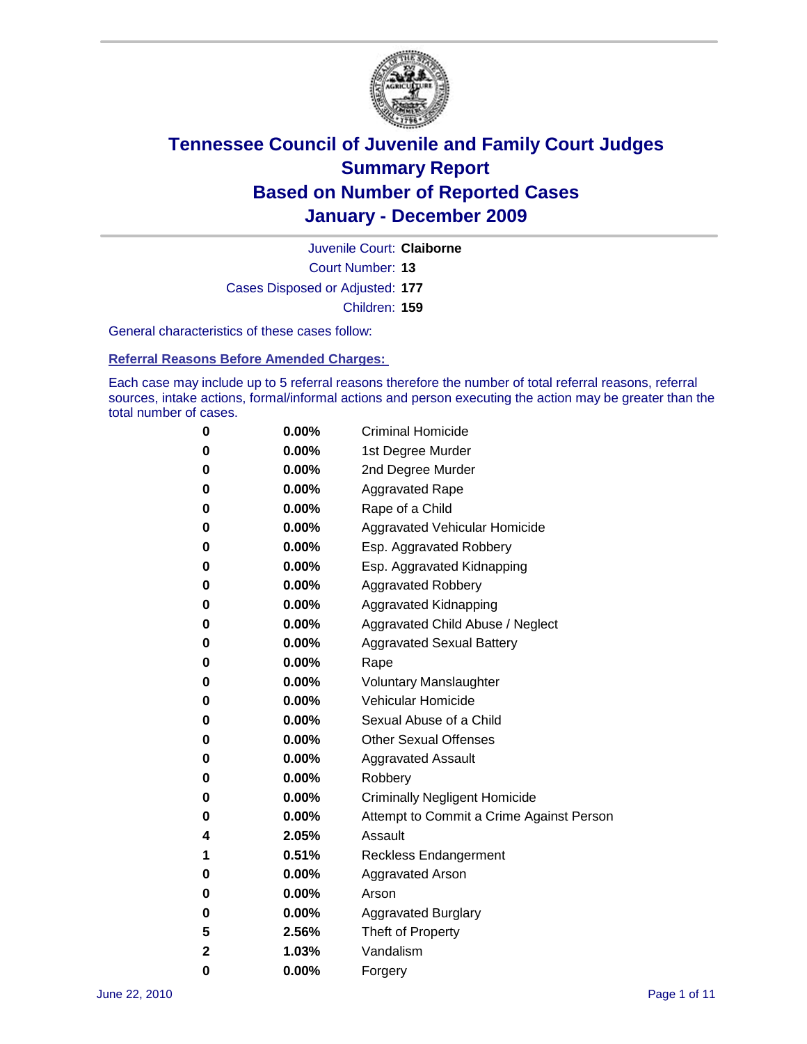# Tennessee Council of Juvenile and Family Court Judges
## Summary Report
## Based on Number of Reported Cases
## January - December 2009

Juvenile Court: **Claiborne**

Court Number: **13**

Cases Disposed or Adjusted: **177**

Children: **159**

General characteristics of these cases follow:

### Referral Reasons Before Amended Charges:

Each case may include up to 5 referral reasons therefore the number of total referral reasons, referral sources, intake actions, formal/informal actions and person executing the action may be greater than the total number of cases.

| Count | Percent | Referral Reason |
|---|---|---|
| 0 | 0.00% | Criminal Homicide |
| 0 | 0.00% | 1st Degree Murder |
| 0 | 0.00% | 2nd Degree Murder |
| 0 | 0.00% | Aggravated Rape |
| 0 | 0.00% | Rape of a Child |
| 0 | 0.00% | Aggravated Vehicular Homicide |
| 0 | 0.00% | Esp. Aggravated Robbery |
| 0 | 0.00% | Esp. Aggravated Kidnapping |
| 0 | 0.00% | Aggravated Robbery |
| 0 | 0.00% | Aggravated Kidnapping |
| 0 | 0.00% | Aggravated Child Abuse / Neglect |
| 0 | 0.00% | Aggravated Sexual Battery |
| 0 | 0.00% | Rape |
| 0 | 0.00% | Voluntary Manslaughter |
| 0 | 0.00% | Vehicular Homicide |
| 0 | 0.00% | Sexual Abuse of a Child |
| 0 | 0.00% | Other Sexual Offenses |
| 0 | 0.00% | Aggravated Assault |
| 0 | 0.00% | Robbery |
| 0 | 0.00% | Criminally Negligent Homicide |
| 0 | 0.00% | Attempt to Commit a Crime Against Person |
| 4 | 2.05% | Assault |
| 1 | 0.51% | Reckless Endangerment |
| 0 | 0.00% | Aggravated Arson |
| 0 | 0.00% | Arson |
| 0 | 0.00% | Aggravated Burglary |
| 5 | 2.56% | Theft of Property |
| 2 | 1.03% | Vandalism |
| 0 | 0.00% | Forgery |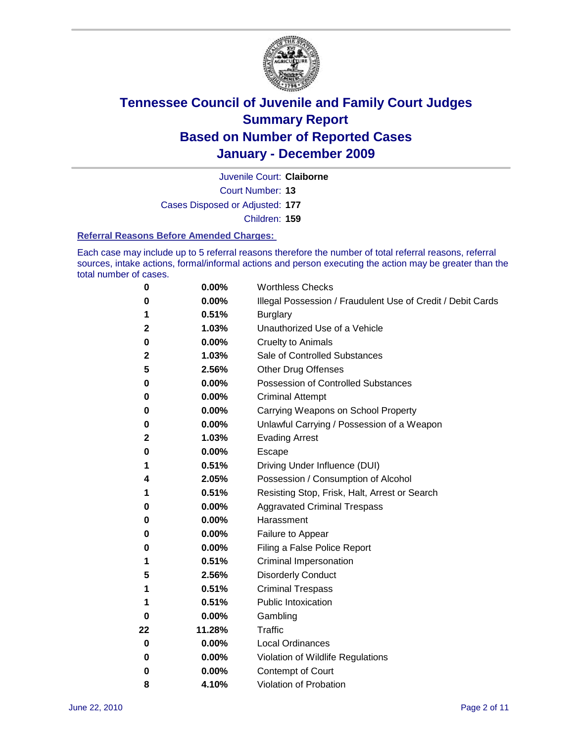# Tennessee Council of Juvenile and Family Court Judges
# Summary Report
# Based on Number of Reported Cases
# January - December 2009

Juvenile Court: **Claiborne**

Court Number: **13**

Cases Disposed or Adjusted: **177**

Children: **159**

### Referral Reasons Before Amended Charges:

Each case may include up to 5 referral reasons therefore the number of total referral reasons, referral sources, intake actions, formal/informal actions and person executing the action may be greater than the total number of cases.

| Count | Percent | Referral Reason |
|---|---|---|
| 0 | 0.00% | Worthless Checks |
| 0 | 0.00% | Illegal Possession / Fraudulent Use of Credit / Debit Cards |
| 1 | 0.51% | Burglary |
| 2 | 1.03% | Unauthorized Use of a Vehicle |
| 0 | 0.00% | Cruelty to Animals |
| 2 | 1.03% | Sale of Controlled Substances |
| 5 | 2.56% | Other Drug Offenses |
| 0 | 0.00% | Possession of Controlled Substances |
| 0 | 0.00% | Criminal Attempt |
| 0 | 0.00% | Carrying Weapons on School Property |
| 0 | 0.00% | Unlawful Carrying / Possession of a Weapon |
| 2 | 1.03% | Evading Arrest |
| 0 | 0.00% | Escape |
| 1 | 0.51% | Driving Under Influence (DUI) |
| 4 | 2.05% | Possession / Consumption of Alcohol |
| 1 | 0.51% | Resisting Stop, Frisk, Halt, Arrest or Search |
| 0 | 0.00% | Aggravated Criminal Trespass |
| 0 | 0.00% | Harassment |
| 0 | 0.00% | Failure to Appear |
| 0 | 0.00% | Filing a False Police Report |
| 1 | 0.51% | Criminal Impersonation |
| 5 | 2.56% | Disorderly Conduct |
| 1 | 0.51% | Criminal Trespass |
| 1 | 0.51% | Public Intoxication |
| 0 | 0.00% | Gambling |
| 22 | 11.28% | Traffic |
| 0 | 0.00% | Local Ordinances |
| 0 | 0.00% | Violation of Wildlife Regulations |
| 0 | 0.00% | Contempt of Court |
| 8 | 4.10% | Violation of Probation |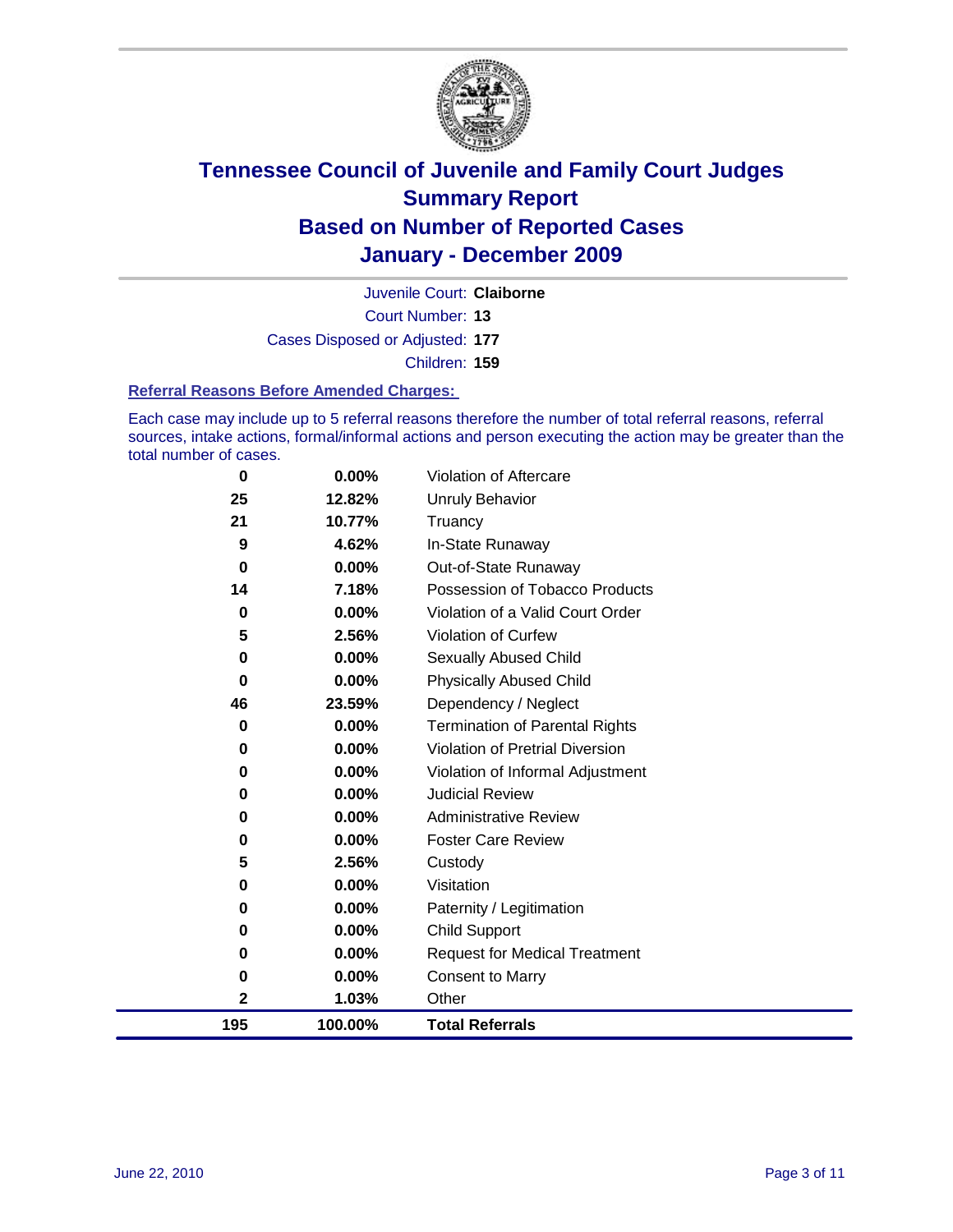# Tennessee Council of Juvenile and Family Court Judges
## Summary Report
## Based on Number of Reported Cases
## January - December 2009

Juvenile Court: **Claiborne**

Court Number: **13**

Cases Disposed or Adjusted: **177**

Children: **159**

### Referral Reasons Before Amended Charges:

Each case may include up to 5 referral reasons therefore the number of total referral reasons, referral sources, intake actions, formal/informal actions and person executing the action may be greater than the total number of cases.

| Count | Percent | Referral Reason |
|---|---|---|
| 0 | 0.00% | Violation of Aftercare |
| 25 | 12.82% | Unruly Behavior |
| 21 | 10.77% | Truancy |
| 9 | 4.62% | In-State Runaway |
| 0 | 0.00% | Out-of-State Runaway |
| 14 | 7.18% | Possession of Tobacco Products |
| 0 | 0.00% | Violation of a Valid Court Order |
| 5 | 2.56% | Violation of Curfew |
| 0 | 0.00% | Sexually Abused Child |
| 0 | 0.00% | Physically Abused Child |
| 46 | 23.59% | Dependency / Neglect |
| 0 | 0.00% | Termination of Parental Rights |
| 0 | 0.00% | Violation of Pretrial Diversion |
| 0 | 0.00% | Violation of Informal Adjustment |
| 0 | 0.00% | Judicial Review |
| 0 | 0.00% | Administrative Review |
| 0 | 0.00% | Foster Care Review |
| 5 | 2.56% | Custody |
| 0 | 0.00% | Visitation |
| 0 | 0.00% | Paternity / Legitimation |
| 0 | 0.00% | Child Support |
| 0 | 0.00% | Request for Medical Treatment |
| 0 | 0.00% | Consent to Marry |
| 2 | 1.03% | Other |
| **195** | **100.00%** | **Total Referrals** |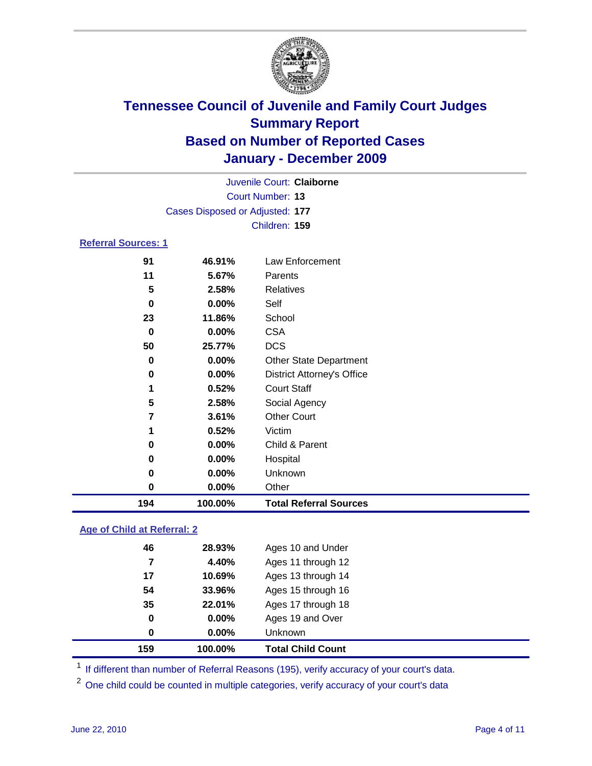# Tennessee Council of Juvenile and Family Court Judges
## Summary Report
## Based on Number of Reported Cases
## January - December 2009

Juvenile Court: **Claiborne**
Court Number: **13**
Cases Disposed or Adjusted: **177**
Children: **159**

### Referral Sources: 1

| | | |
|---|---|---|
| 91 | 46.91% | Law Enforcement |
| 11 | 5.67% | Parents |
| 5 | 2.58% | Relatives |
| 0 | 0.00% | Self |
| 23 | 11.86% | School |
| 0 | 0.00% | CSA |
| 50 | 25.77% | DCS |
| 0 | 0.00% | Other State Department |
| 0 | 0.00% | District Attorney's Office |
| 1 | 0.52% | Court Staff |
| 5 | 2.58% | Social Agency |
| 7 | 3.61% | Other Court |
| 1 | 0.52% | Victim |
| 0 | 0.00% | Child & Parent |
| 0 | 0.00% | Hospital |
| 0 | 0.00% | Unknown |
| 0 | 0.00% | Other |
| **194** | **100.00%** | **Total Referral Sources** |

### Age of Child at Referral: 2

| | | |
|---|---|---|
| 46 | 28.93% | Ages 10 and Under |
| 7 | 4.40% | Ages 11 through 12 |
| 17 | 10.69% | Ages 13 through 14 |
| 54 | 33.96% | Ages 15 through 16 |
| 35 | 22.01% | Ages 17 through 18 |
| 0 | 0.00% | Ages 19 and Over |
| 0 | 0.00% | Unknown |
| **159** | **100.00%** | **Total Child Count** |

[1] If different than number of Referral Reasons (195), verify accuracy of your court's data.

[2] One child could be counted in multiple categories, verify accuracy of your court's data

June 22, 2010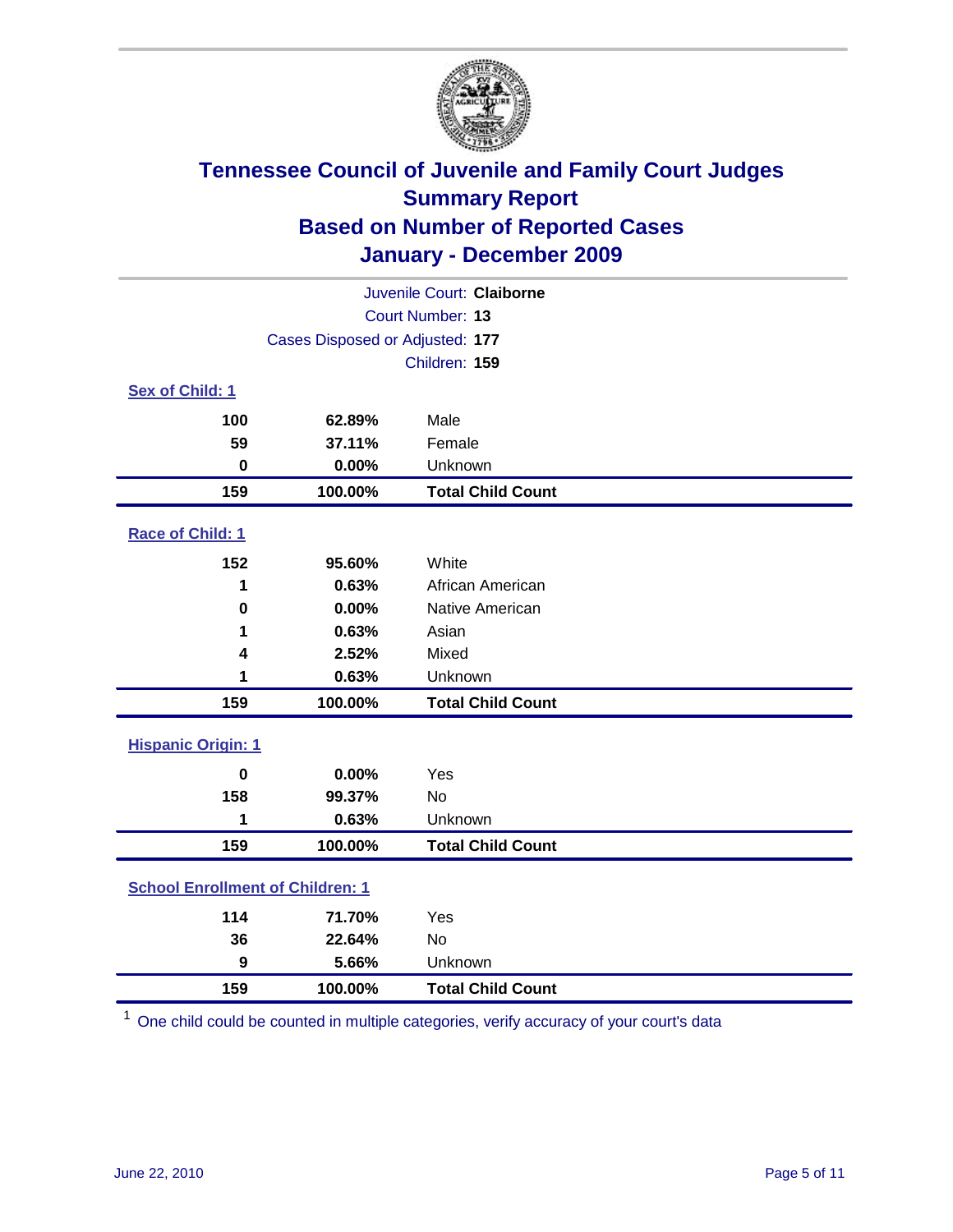# Tennessee Council of Juvenile and Family Court Judges
## Summary Report
## Based on Number of Reported Cases
## January - December 2009

Juvenile Court: **Claiborne**
Court Number: **13**
Cases Disposed or Adjusted: **177**
Children: **159**

### Sex of Child: 1

| Count | Percent | Category |
|---|---|---|
| 100 | 62.89% | Male |
| 59 | 37.11% | Female |
| 0 | 0.00% | Unknown |
| **159** | **100.00%** | **Total Child Count** |

### Race of Child: 1

| Count | Percent | Category |
|---|---|---|
| 152 | 95.60% | White |
| 1 | 0.63% | African American |
| 0 | 0.00% | Native American |
| 1 | 0.63% | Asian |
| 4 | 2.52% | Mixed |
| 1 | 0.63% | Unknown |
| **159** | **100.00%** | **Total Child Count** |

### Hispanic Origin: 1

| Count | Percent | Category |
|---|---|---|
| 0 | 0.00% | Yes |
| 158 | 99.37% | No |
| 1 | 0.63% | Unknown |
| **159** | **100.00%** | **Total Child Count** |

### School Enrollment of Children: 1

| Count | Percent | Category |
|---|---|---|
| 114 | 71.70% | Yes |
| 36 | 22.64% | No |
| 9 | 5.66% | Unknown |
| **159** | **100.00%** | **Total Child Count** |

[1] One child could be counted in multiple categories, verify accuracy of your court's data

June 22, 2010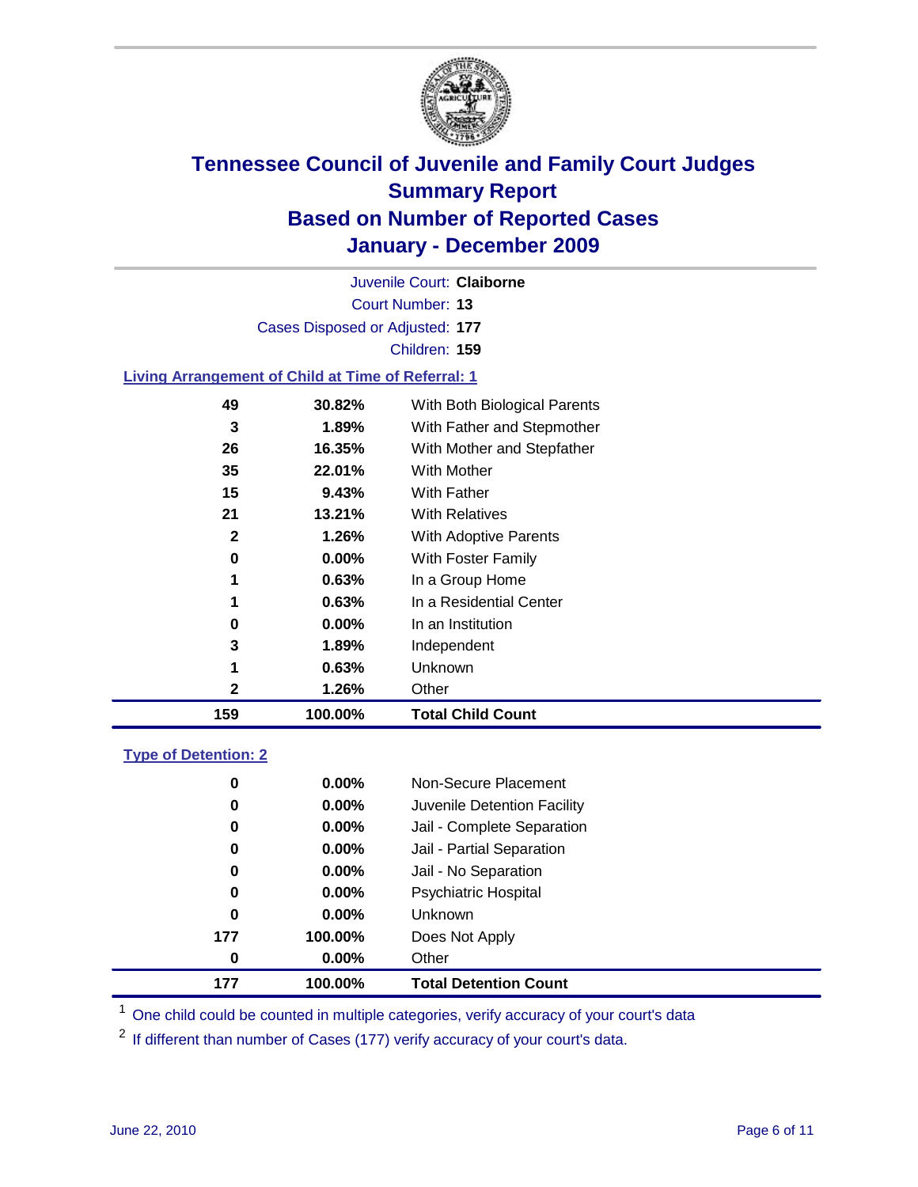# Tennessee Council of Juvenile and Family Court Judges
## Summary Report
## Based on Number of Reported Cases
## January - December 2009

Juvenile Court: **Claiborne**

Court Number: **13**

Cases Disposed or Adjusted: **177**

Children: **159**

### Living Arrangement of Child at Time of Referral: 1

| Count | Percent | Category |
|---|---|---|
| 49 | 30.82% | With Both Biological Parents |
| 3 | 1.89% | With Father and Stepmother |
| 26 | 16.35% | With Mother and Stepfather |
| 35 | 22.01% | With Mother |
| 15 | 9.43% | With Father |
| 21 | 13.21% | With Relatives |
| 2 | 1.26% | With Adoptive Parents |
| 0 | 0.00% | With Foster Family |
| 1 | 0.63% | In a Group Home |
| 1 | 0.63% | In a Residential Center |
| 0 | 0.00% | In an Institution |
| 3 | 1.89% | Independent |
| 1 | 0.63% | Unknown |
| 2 | 1.26% | Other |
| **159** | **100.00%** | **Total Child Count** |

### Type of Detention: 2

| Count | Percent | Category |
|---|---|---|
| 0 | 0.00% | Non-Secure Placement |
| 0 | 0.00% | Juvenile Detention Facility |
| 0 | 0.00% | Jail - Complete Separation |
| 0 | 0.00% | Jail - Partial Separation |
| 0 | 0.00% | Jail - No Separation |
| 0 | 0.00% | Psychiatric Hospital |
| 0 | 0.00% | Unknown |
| 177 | 100.00% | Does Not Apply |
| 0 | 0.00% | Other |
| **177** | **100.00%** | **Total Detention Count** |

[1] One child could be counted in multiple categories, verify accuracy of your court's data

[2] If different than number of Cases (177) verify accuracy of your court's data.

June 22, 2010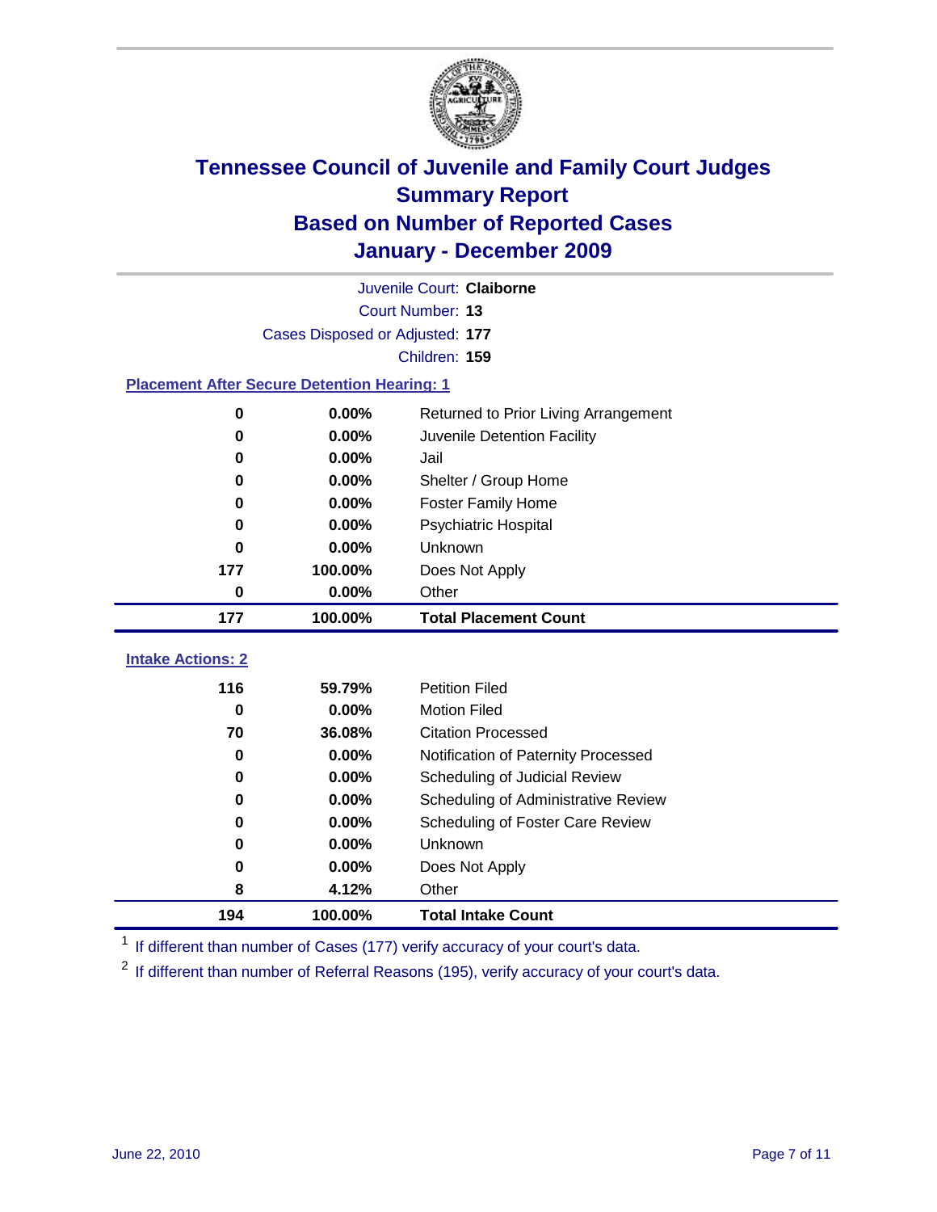# Tennessee Council of Juvenile and Family Court Judges
## Summary Report
## Based on Number of Reported Cases
## January - December 2009

Juvenile Court: **Claiborne**

Court Number: **13**

Cases Disposed or Adjusted: **177**

Children: **159**

### Placement After Secure Detention Hearing: 1

| | | |
|---|---|---|
| 0 | 0.00% | Returned to Prior Living Arrangement |
| 0 | 0.00% | Juvenile Detention Facility |
| 0 | 0.00% | Jail |
| 0 | 0.00% | Shelter / Group Home |
| 0 | 0.00% | Foster Family Home |
| 0 | 0.00% | Psychiatric Hospital |
| 0 | 0.00% | Unknown |
| 177 | 100.00% | Does Not Apply |
| 0 | 0.00% | Other |
| **177** | **100.00%** | **Total Placement Count** |

### Intake Actions: 2

| | | |
|---|---|---|
| 116 | 59.79% | Petition Filed |
| 0 | 0.00% | Motion Filed |
| 70 | 36.08% | Citation Processed |
| 0 | 0.00% | Notification of Paternity Processed |
| 0 | 0.00% | Scheduling of Judicial Review |
| 0 | 0.00% | Scheduling of Administrative Review |
| 0 | 0.00% | Scheduling of Foster Care Review |
| 0 | 0.00% | Unknown |
| 0 | 0.00% | Does Not Apply |
| 8 | 4.12% | Other |
| **194** | **100.00%** | **Total Intake Count** |

[1] If different than number of Cases (177) verify accuracy of your court's data.

[2] If different than number of Referral Reasons (195), verify accuracy of your court's data.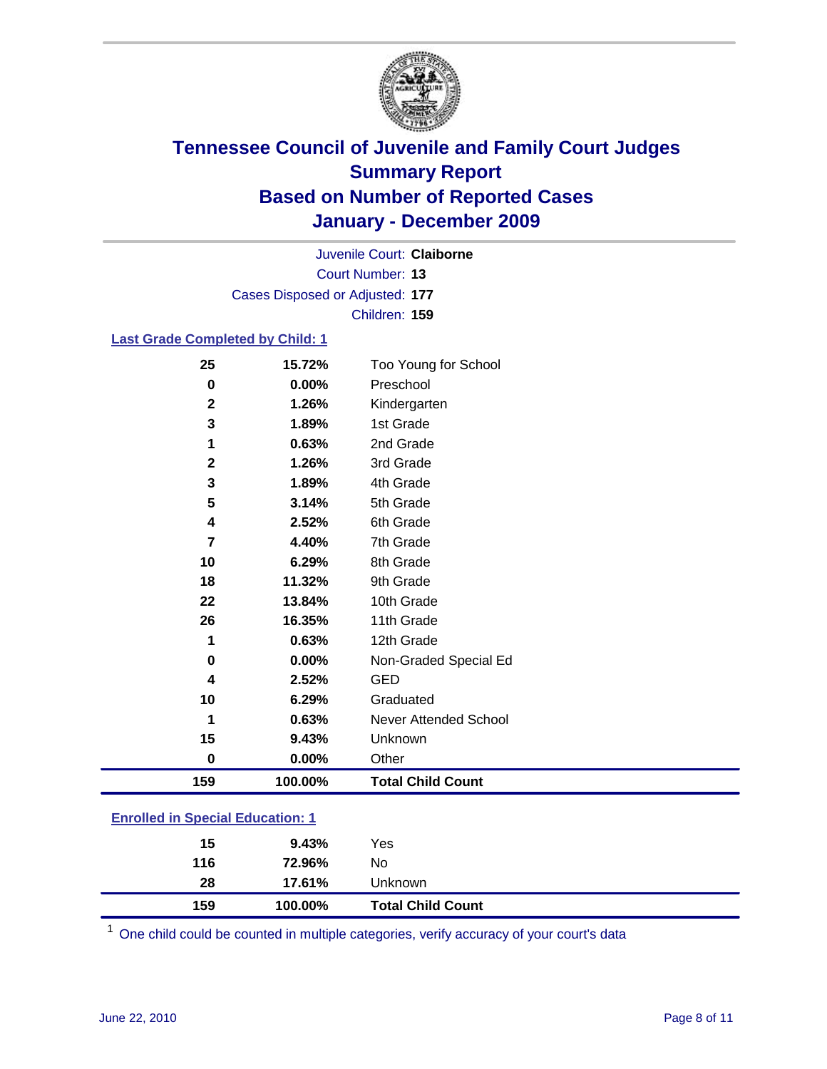# Tennessee Council of Juvenile and Family Court Judges
## Summary Report
## Based on Number of Reported Cases
## January - December 2009

Juvenile Court: **Claiborne**
Court Number: **13**
Cases Disposed or Adjusted: **177**
Children: **159**

### Last Grade Completed by Child: 1

| Count | Percent | Category |
|---|---|---|
| 25 | 15.72% | Too Young for School |
| 0 | 0.00% | Preschool |
| 2 | 1.26% | Kindergarten |
| 3 | 1.89% | 1st Grade |
| 1 | 0.63% | 2nd Grade |
| 2 | 1.26% | 3rd Grade |
| 3 | 1.89% | 4th Grade |
| 5 | 3.14% | 5th Grade |
| 4 | 2.52% | 6th Grade |
| 7 | 4.40% | 7th Grade |
| 10 | 6.29% | 8th Grade |
| 18 | 11.32% | 9th Grade |
| 22 | 13.84% | 10th Grade |
| 26 | 16.35% | 11th Grade |
| 1 | 0.63% | 12th Grade |
| 0 | 0.00% | Non-Graded Special Ed |
| 4 | 2.52% | GED |
| 10 | 6.29% | Graduated |
| 1 | 0.63% | Never Attended School |
| 15 | 9.43% | Unknown |
| 0 | 0.00% | Other |
| **159** | **100.00%** | **Total Child Count** |

### Enrolled in Special Education: 1

| Count | Percent | Category |
|---|---|---|
| 15 | 9.43% | Yes |
| 116 | 72.96% | No |
| 28 | 17.61% | Unknown |
| **159** | **100.00%** | **Total Child Count** |

[1] One child could be counted in multiple categories, verify accuracy of your court's data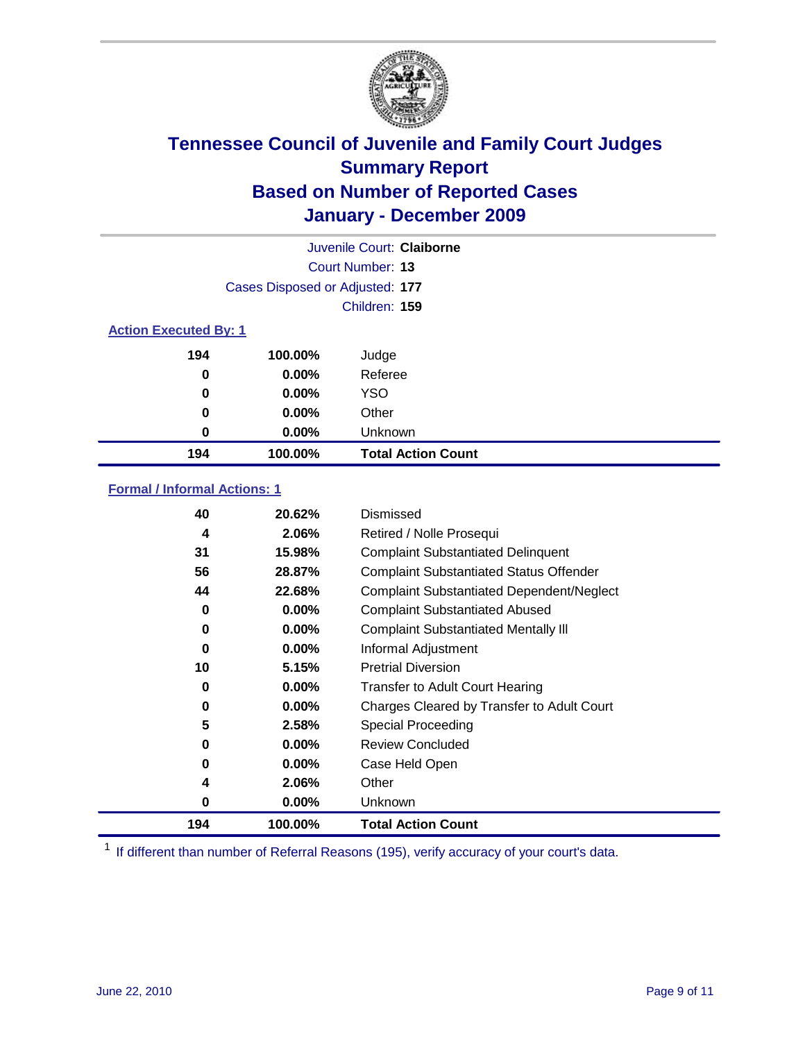# Tennessee Council of Juvenile and Family Court Judges
## Summary Report
## Based on Number of Reported Cases
## January - December 2009

Juvenile Court: **Claiborne**

Court Number: **13**

Cases Disposed or Adjusted: **177**

Children: **159**

### Action Executed By: 1

| | | |
|---|---|---|
| 194 | 100.00% | Judge |
| 0 | 0.00% | Referee |
| 0 | 0.00% | YSO |
| 0 | 0.00% | Other |
| 0 | 0.00% | Unknown |
| **194** | **100.00%** | **Total Action Count** |

### Formal / Informal Actions: 1

| | | |
|---|---|---|
| 40 | 20.62% | Dismissed |
| 4 | 2.06% | Retired / Nolle Prosequi |
| 31 | 15.98% | Complaint Substantiated Delinquent |
| 56 | 28.87% | Complaint Substantiated Status Offender |
| 44 | 22.68% | Complaint Substantiated Dependent/Neglect |
| 0 | 0.00% | Complaint Substantiated Abused |
| 0 | 0.00% | Complaint Substantiated Mentally Ill |
| 0 | 0.00% | Informal Adjustment |
| 10 | 5.15% | Pretrial Diversion |
| 0 | 0.00% | Transfer to Adult Court Hearing |
| 0 | 0.00% | Charges Cleared by Transfer to Adult Court |
| 5 | 2.58% | Special Proceeding |
| 0 | 0.00% | Review Concluded |
| 0 | 0.00% | Case Held Open |
| 4 | 2.06% | Other |
| 0 | 0.00% | Unknown |
| **194** | **100.00%** | **Total Action Count** |

[1] If different than number of Referral Reasons (195), verify accuracy of your court's data.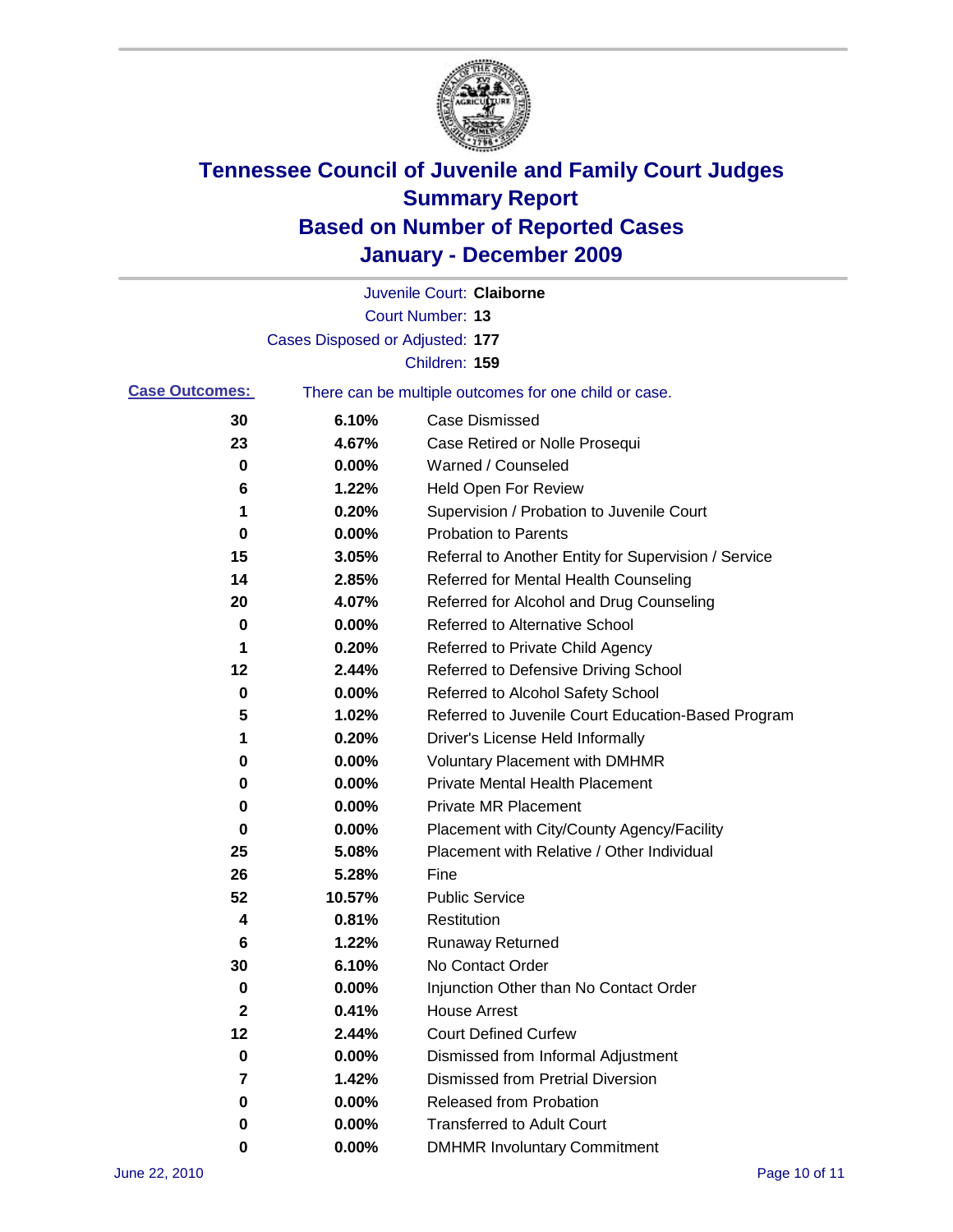# Tennessee Council of Juvenile and Family Court Judges
## Summary Report
## Based on Number of Reported Cases
## January - December 2009

Juvenile Court: **Claiborne**

Court Number: **13**

Cases Disposed or Adjusted: **177**

Children: **159**

**Case Outcomes:** There can be multiple outcomes for one child or case.

| Count | Percent | Outcome |
|---|---|---|
| 30 | 6.10% | Case Dismissed |
| 23 | 4.67% | Case Retired or Nolle Prosequi |
| 0 | 0.00% | Warned / Counseled |
| 6 | 1.22% | Held Open For Review |
| 1 | 0.20% | Supervision / Probation to Juvenile Court |
| 0 | 0.00% | Probation to Parents |
| 15 | 3.05% | Referral to Another Entity for Supervision / Service |
| 14 | 2.85% | Referred for Mental Health Counseling |
| 20 | 4.07% | Referred for Alcohol and Drug Counseling |
| 0 | 0.00% | Referred to Alternative School |
| 1 | 0.20% | Referred to Private Child Agency |
| 12 | 2.44% | Referred to Defensive Driving School |
| 0 | 0.00% | Referred to Alcohol Safety School |
| 5 | 1.02% | Referred to Juvenile Court Education-Based Program |
| 1 | 0.20% | Driver's License Held Informally |
| 0 | 0.00% | Voluntary Placement with DMHMR |
| 0 | 0.00% | Private Mental Health Placement |
| 0 | 0.00% | Private MR Placement |
| 0 | 0.00% | Placement with City/County Agency/Facility |
| 25 | 5.08% | Placement with Relative / Other Individual |
| 26 | 5.28% | Fine |
| 52 | 10.57% | Public Service |
| 4 | 0.81% | Restitution |
| 6 | 1.22% | Runaway Returned |
| 30 | 6.10% | No Contact Order |
| 0 | 0.00% | Injunction Other than No Contact Order |
| 2 | 0.41% | House Arrest |
| 12 | 2.44% | Court Defined Curfew |
| 0 | 0.00% | Dismissed from Informal Adjustment |
| 7 | 1.42% | Dismissed from Pretrial Diversion |
| 0 | 0.00% | Released from Probation |
| 0 | 0.00% | Transferred to Adult Court |
| 0 | 0.00% | DMHMR Involuntary Commitment |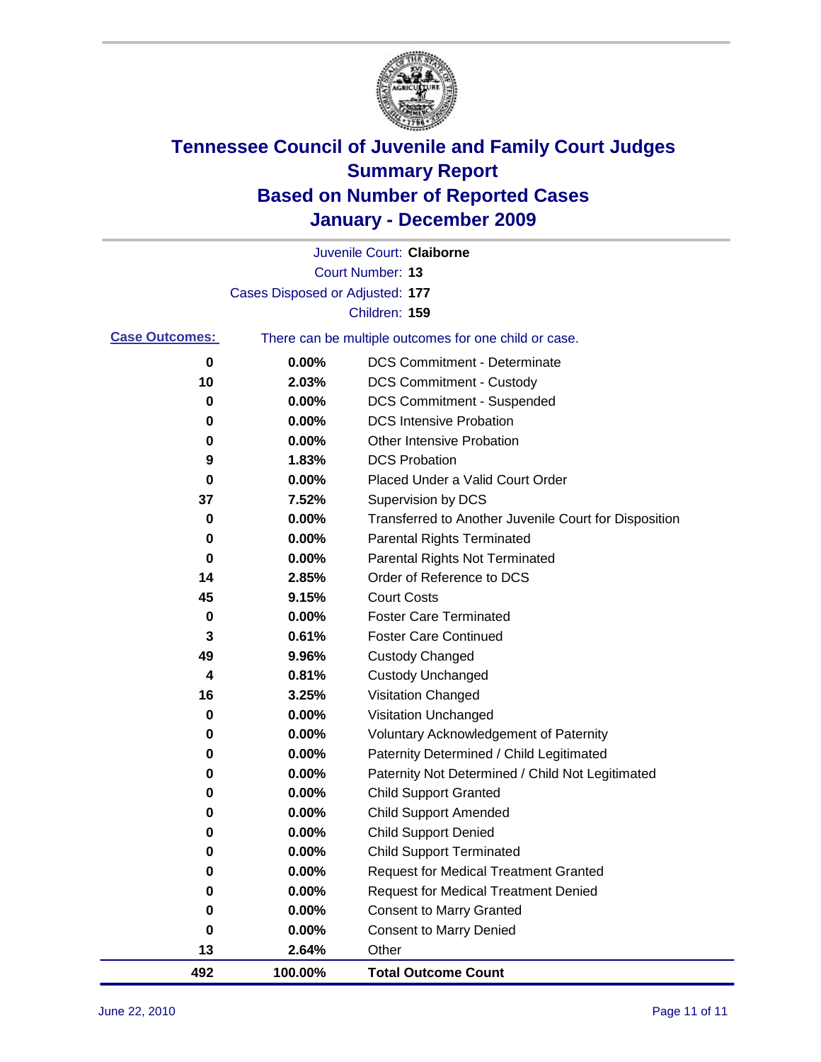# Tennessee Council of Juvenile and Family Court Judges
## Summary Report
## Based on Number of Reported Cases
## January - December 2009

Juvenile Court: **Claiborne**

Court Number: **13**

Cases Disposed or Adjusted: **177**

Children: **159**

**Case Outcomes:** There can be multiple outcomes for one child or case.

| | | |
|---|---|---|
| 0 | 0.00% | DCS Commitment - Determinate |
| 10 | 2.03% | DCS Commitment - Custody |
| 0 | 0.00% | DCS Commitment - Suspended |
| 0 | 0.00% | DCS Intensive Probation |
| 0 | 0.00% | Other Intensive Probation |
| 9 | 1.83% | DCS Probation |
| 0 | 0.00% | Placed Under a Valid Court Order |
| 37 | 7.52% | Supervision by DCS |
| 0 | 0.00% | Transferred to Another Juvenile Court for Disposition |
| 0 | 0.00% | Parental Rights Terminated |
| 0 | 0.00% | Parental Rights Not Terminated |
| 14 | 2.85% | Order of Reference to DCS |
| 45 | 9.15% | Court Costs |
| 0 | 0.00% | Foster Care Terminated |
| 3 | 0.61% | Foster Care Continued |
| 49 | 9.96% | Custody Changed |
| 4 | 0.81% | Custody Unchanged |
| 16 | 3.25% | Visitation Changed |
| 0 | 0.00% | Visitation Unchanged |
| 0 | 0.00% | Voluntary Acknowledgement of Paternity |
| 0 | 0.00% | Paternity Determined / Child Legitimated |
| 0 | 0.00% | Paternity Not Determined / Child Not Legitimated |
| 0 | 0.00% | Child Support Granted |
| 0 | 0.00% | Child Support Amended |
| 0 | 0.00% | Child Support Denied |
| 0 | 0.00% | Child Support Terminated |
| 0 | 0.00% | Request for Medical Treatment Granted |
| 0 | 0.00% | Request for Medical Treatment Denied |
| 0 | 0.00% | Consent to Marry Granted |
| 0 | 0.00% | Consent to Marry Denied |
| 13 | 2.64% | Other |
| **492** | **100.00%** | **Total Outcome Count** |

June 22, 2010